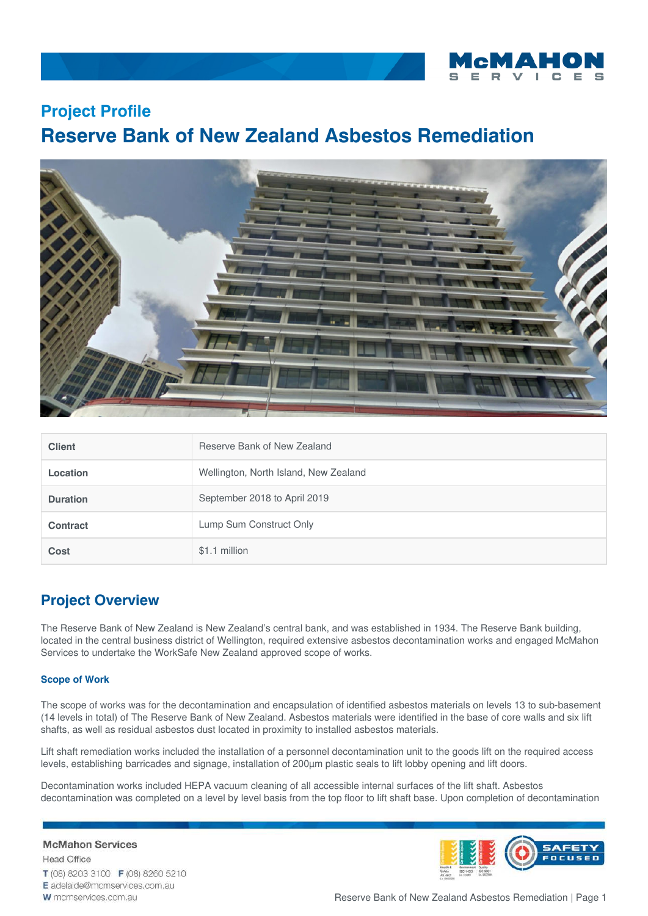## Project Profile

# Reserve Bank of New Zealand Asbestos Remediation

| Client | Reserve Bank of New Zealand |
|---|---|
| Location | Wellington, North Island, New Zealand |
| Duration | September 2018 to April 2019 |
| Contract | Lump Sum Construct Only |
| Cost | $1.1 million |

## Project Overview

The Reserve Bank of New Zealand is New Zealand's central bank, and was established in 1934. The Reserve Bank building, located in the central business district of Wellington, required extensive asbestos decontamination works and engaged McMahon Services to undertake the WorkSafe New Zealand approved scope of works.

### Scope of Work

The scope of works was for the decontamination and encapsulation of identified asbestos materials on levels 13 to sub-basement (14 levels in total) of The Reserve Bank of New Zealand. Asbestos materials were identified in the base of core walls and six lift shafts, as well as residual asbestos dust located in proximity to installed asbestos materials.

Lift shaft remediation works included the installation of a personnel decontamination unit to the goods lift on the required access levels, establishing barricades and signage, installation of 200µm plastic seals to lift lobby opening and lift doors.

Decontamination works included HEPA vacuum cleaning of all accessible internal surfaces of the lift shaft. Asbestos decontamination was completed on a level by level basis from the top floor to lift shaft base. Upon completion of decontamination

McMahon Services
Head Office
T (08) 8203 3100 F (08) 8260 5210
E adelaide@mcmservices.com.au
W mcmservices.com.au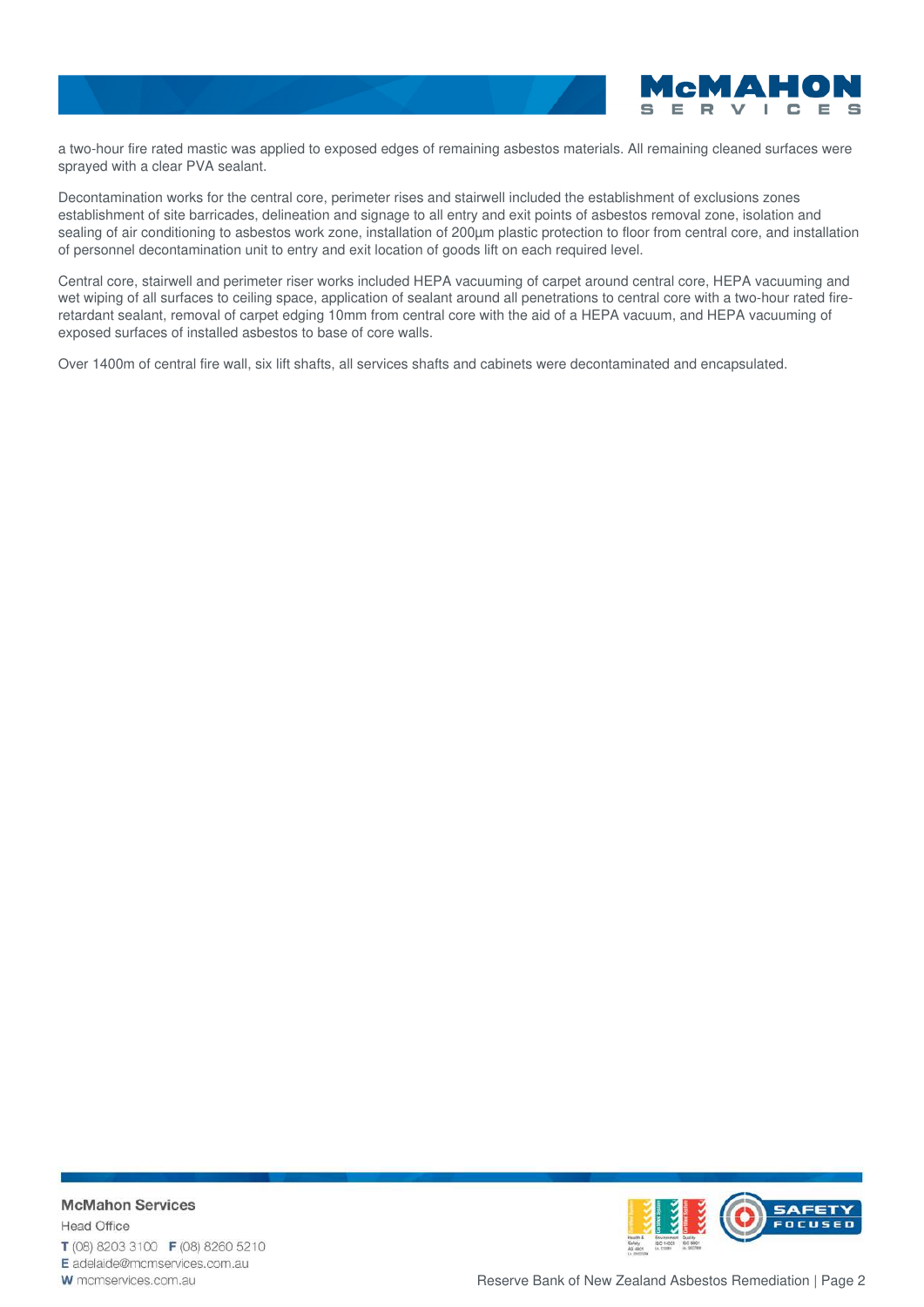a two-hour fire rated mastic was applied to exposed edges of remaining asbestos materials. All remaining cleaned surfaces were sprayed with a clear PVA sealant.

Decontamination works for the central core, perimeter rises and stairwell included the establishment of exclusions zones establishment of site barricades, delineation and signage to all entry and exit points of asbestos removal zone, isolation and sealing of air conditioning to asbestos work zone, installation of 200µm plastic protection to floor from central core, and installation of personnel decontamination unit to entry and exit location of goods lift on each required level.

Central core, stairwell and perimeter riser works included HEPA vacuuming of carpet around central core, HEPA vacuuming and wet wiping of all surfaces to ceiling space, application of sealant around all penetrations to central core with a two-hour rated fire-retardant sealant, removal of carpet edging 10mm from central core with the aid of a HEPA vacuum, and HEPA vacuuming of exposed surfaces of installed asbestos to base of core walls.

Over 1400m of central fire wall, six lift shafts, all services shafts and cabinets were decontaminated and encapsulated.